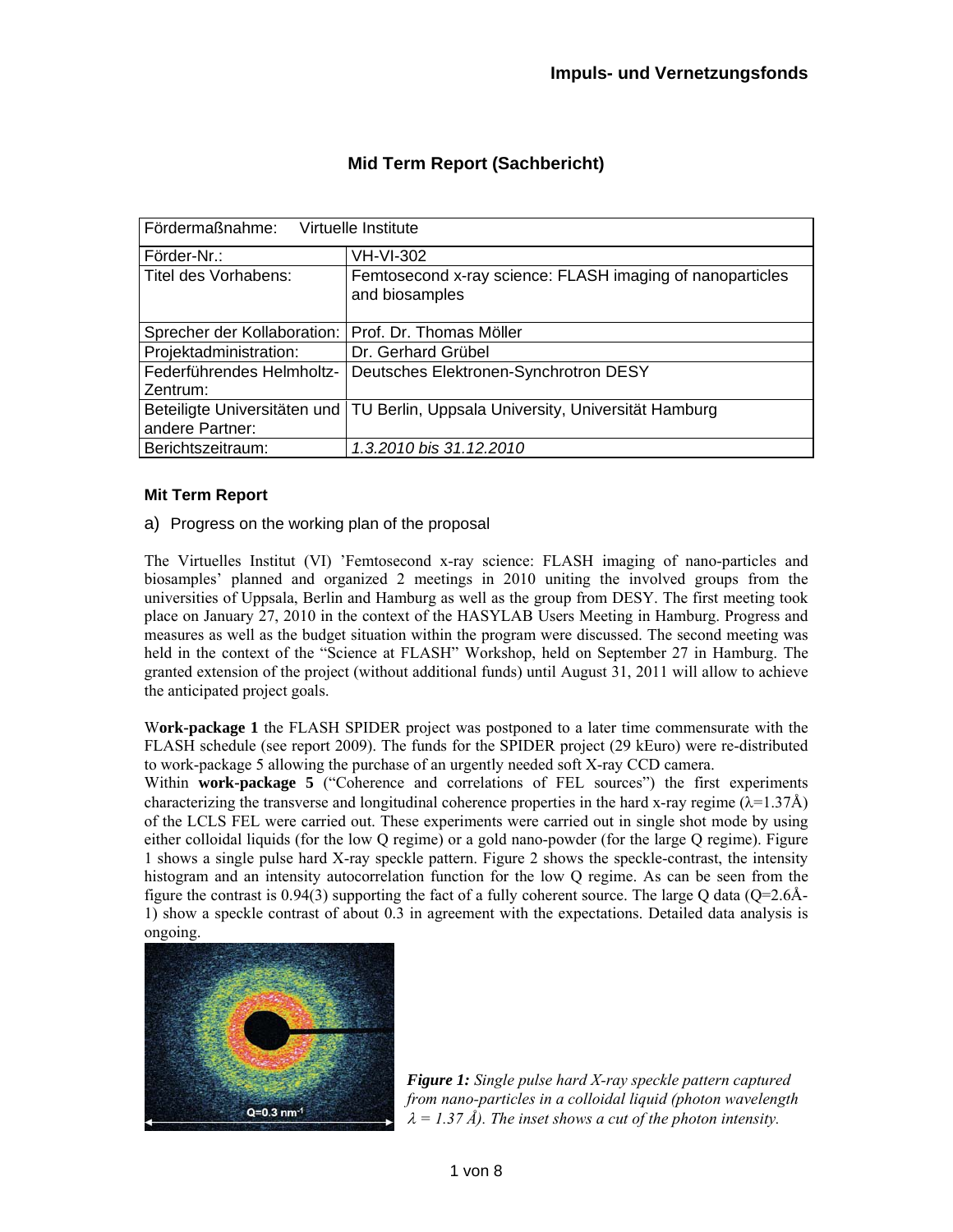Impuls- und Vernetzungsfonds

## Mid Term Report (Sachbericht)

| Fördermaßnahme: Virtuelle Institute | |
|---|---|
| Förder-Nr.: | VH-VI-302 |
| Titel des Vorhabens: | Femtosecond x-ray science: FLASH imaging of nanoparticles and biosamples |
| Sprecher der Kollaboration: | Prof. Dr. Thomas Möller |
| Projektadministration: | Dr. Gerhard Grübel |
| Federführendes Helmholtz-Zentrum: | Deutsches Elektronen-Synchrotron DESY |
| Beteiligte Universitäten und andere Partner: | TU Berlin, Uppsala University, Universität Hamburg |
| Berichtszeitraum: | *1.3.2010 bis 31.12.2010* |

### Mit Term Report

a) Progress on the working plan of the proposal

The Virtuelles Institut (VI) 'Femtosecond x-ray science: FLASH imaging of nano-particles and biosamples' planned and organized 2 meetings in 2010 uniting the involved groups from the universities of Uppsala, Berlin and Hamburg as well as the group from DESY. The first meeting took place on January 27, 2010 in the context of the HASYLAB Users Meeting in Hamburg. Progress and measures as well as the budget situation within the program were discussed. The second meeting was held in the context of the "Science at FLASH" Workshop, held on September 27 in Hamburg. The granted extension of the project (without additional funds) until August 31, 2011 will allow to achieve the anticipated project goals.

W**ork-package 1** the FLASH SPIDER project was postponed to a later time commensurate with the FLASH schedule (see report 2009). The funds for the SPIDER project (29 kEuro) were re-distributed to work-package 5 allowing the purchase of an urgently needed soft X-ray CCD camera.

Within **work-package 5** ("Coherence and correlations of FEL sources") the first experiments characterizing the transverse and longitudinal coherence properties in the hard x-ray regime ($\lambda$=1.37Å) of the LCLS FEL were carried out. These experiments were carried out in single shot mode by using either colloidal liquids (for the low Q regime) or a gold nano-powder (for the large Q regime). Figure 1 shows a single pulse hard X-ray speckle pattern. Figure 2 shows the speckle-contrast, the intensity histogram and an intensity autocorrelation function for the low Q regime. As can be seen from the figure the contrast is 0.94(3) supporting the fact of a fully coherent source. The large Q data (Q=2.6Å-1) show a speckle contrast of about 0.3 in agreement with the expectations. Detailed data analysis is ongoing.

***Figure 1:*** *Single pulse hard X-ray speckle pattern captured from nano-particles in a colloidal liquid (photon wavelength $\lambda$ = 1.37 Å). The inset shows a cut of the photon intensity.*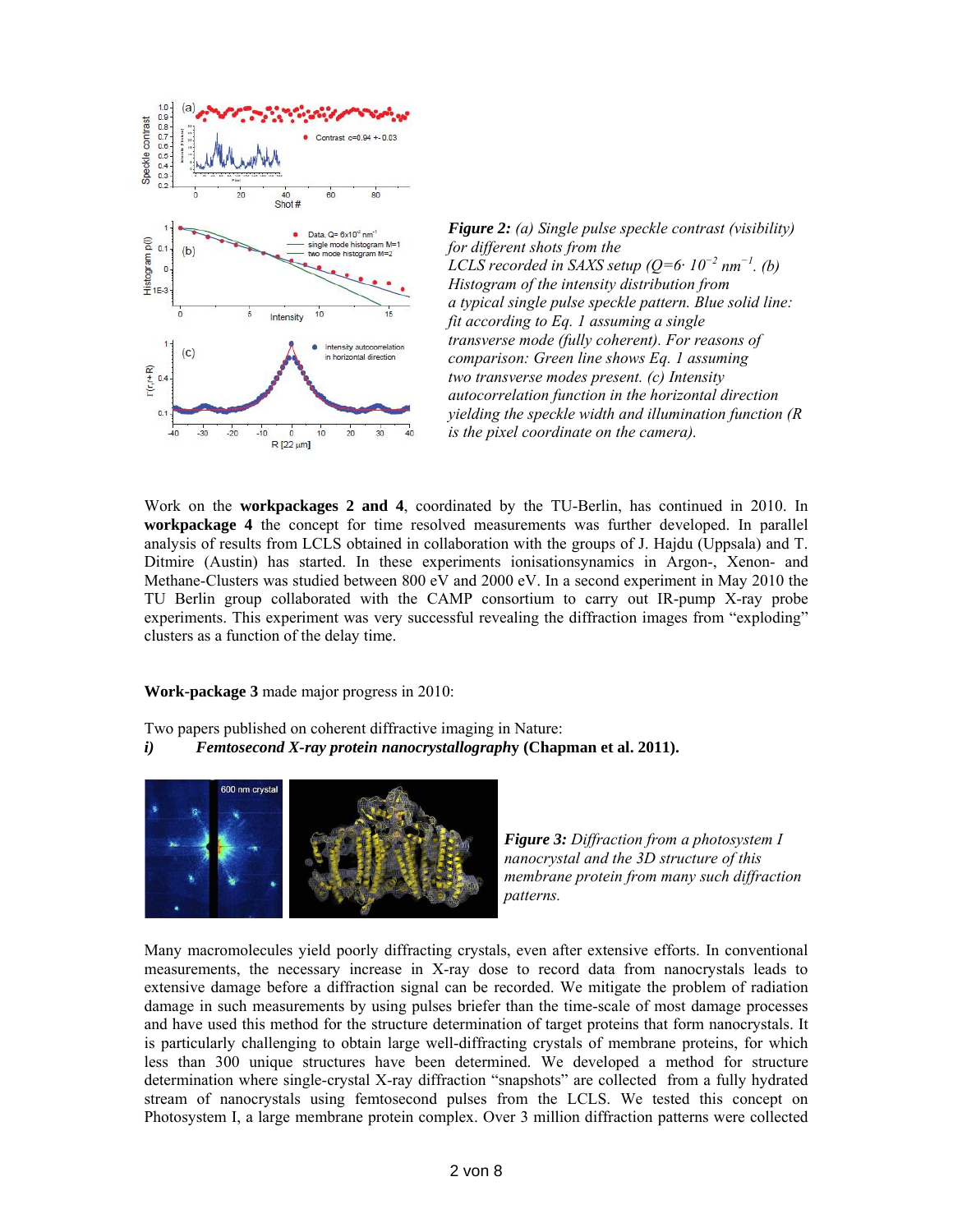*Figure 2: (a) Single pulse speckle contrast (visibility) for different shots from the LCLS recorded in SAXS setup ($Q=6\cdot 10^{-2}$ $nm^{-1}$. (b) Histogram of the intensity distribution from a typical single pulse speckle pattern. Blue solid line: fit according to Eq. 1 assuming a single transverse mode (fully coherent). For reasons of comparison: Green line shows Eq. 1 assuming two transverse modes present. (c) Intensity autocorrelation function in the horizontal direction yielding the speckle width and illumination function (R is the pixel coordinate on the camera).*

Work on the **workpackages 2 and 4**, coordinated by the TU-Berlin, has continued in 2010. In **workpackage 4** the concept for time resolved measurements was further developed. In parallel analysis of results from LCLS obtained in collaboration with the groups of J. Hajdu (Uppsala) and T. Ditmire (Austin) has started. In these experiments ionisationsynamics in Argon-, Xenon- and Methane-Clusters was studied between 800 eV and 2000 eV. In a second experiment in May 2010 the TU Berlin group collaborated with the CAMP consortium to carry out IR-pump X-ray probe experiments. This experiment was very successful revealing the diffraction images from "exploding" clusters as a function of the delay time.

**Work-package 3** made major progress in 2010:

Two papers published on coherent diffractive imaging in Nature:

***i)*** ***Femtosecond X-ray protein nanocrystallography* (Chapman et al. 2011).**

*Figure 3: Diffraction from a photosystem I nanocrystal and the 3D structure of this membrane protein from many such diffraction patterns.*

Many macromolecules yield poorly diffracting crystals, even after extensive efforts. In conventional measurements, the necessary increase in X-ray dose to record data from nanocrystals leads to extensive damage before a diffraction signal can be recorded. We mitigate the problem of radiation damage in such measurements by using pulses briefer than the time-scale of most damage processes and have used this method for the structure determination of target proteins that form nanocrystals. It is particularly challenging to obtain large well-diffracting crystals of membrane proteins, for which less than 300 unique structures have been determined. We developed a method for structure determination where single-crystal X-ray diffraction "snapshots" are collected from a fully hydrated stream of nanocrystals using femtosecond pulses from the LCLS. We tested this concept on Photosystem I, a large membrane protein complex. Over 3 million diffraction patterns were collected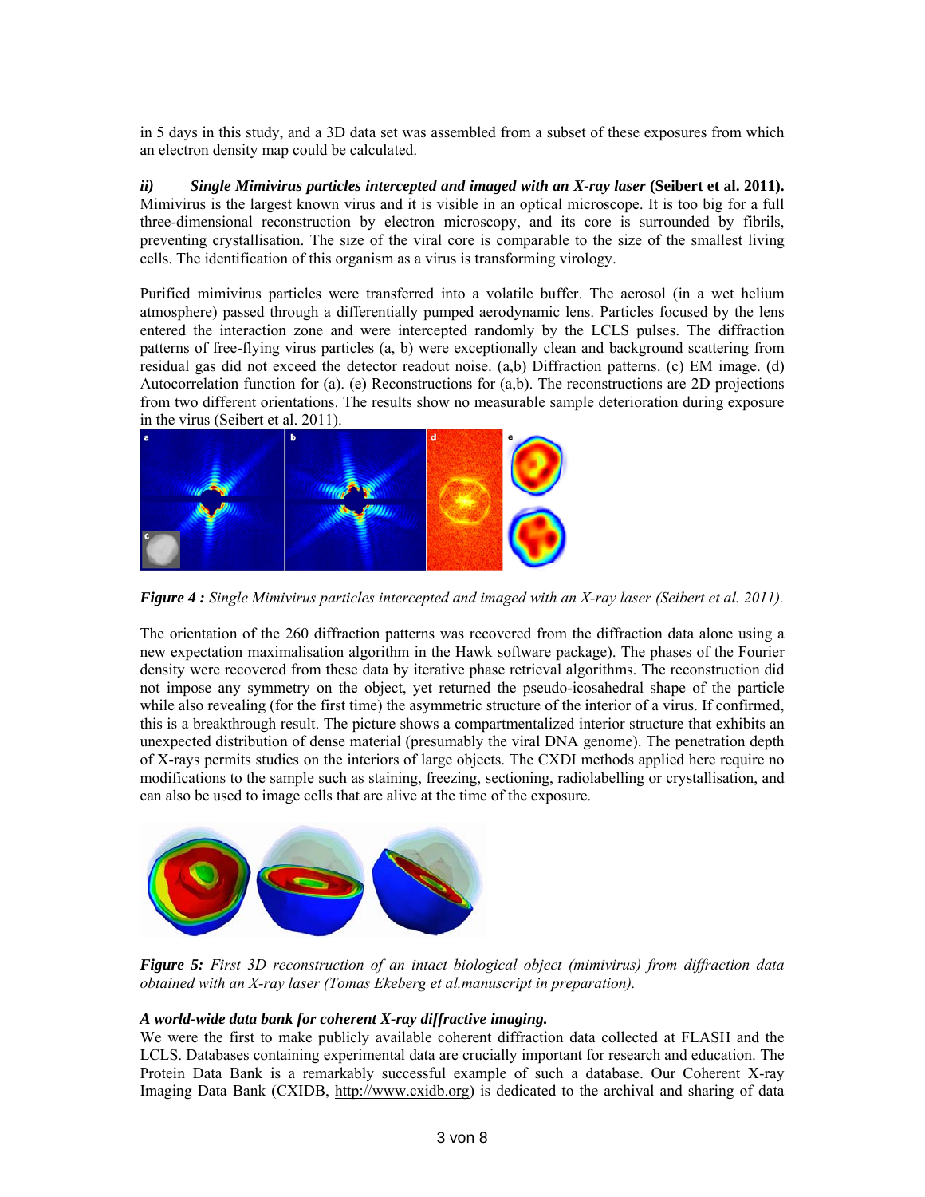in 5 days in this study, and a 3D data set was assembled from a subset of these exposures from which an electron density map could be calculated.

***ii) Single Mimivirus particles intercepted and imaged with an X-ray laser*** **(Seibert et al. 2011).** Mimivirus is the largest known virus and it is visible in an optical microscope. It is too big for a full three-dimensional reconstruction by electron microscopy, and its core is surrounded by fibrils, preventing crystallisation. The size of the viral core is comparable to the size of the smallest living cells. The identification of this organism as a virus is transforming virology.

Purified mimivirus particles were transferred into a volatile buffer. The aerosol (in a wet helium atmosphere) passed through a differentially pumped aerodynamic lens. Particles focused by the lens entered the interaction zone and were intercepted randomly by the LCLS pulses. The diffraction patterns of free-flying virus particles (a, b) were exceptionally clean and background scattering from residual gas did not exceed the detector readout noise. (a,b) Diffraction patterns. (c) EM image. (d) Autocorrelation function for (a). (e) Reconstructions for (a,b). The reconstructions are 2D projections from two different orientations. The results show no measurable sample deterioration during exposure in the virus (Seibert et al. 2011).

***Figure 4 :*** *Single Mimivirus particles intercepted and imaged with an X-ray laser (Seibert et al. 2011).*

The orientation of the 260 diffraction patterns was recovered from the diffraction data alone using a new expectation maximalisation algorithm in the Hawk software package). The phases of the Fourier density were recovered from these data by iterative phase retrieval algorithms. The reconstruction did not impose any symmetry on the object, yet returned the pseudo-icosahedral shape of the particle while also revealing (for the first time) the asymmetric structure of the interior of a virus. If confirmed, this is a breakthrough result. The picture shows a compartmentalized interior structure that exhibits an unexpected distribution of dense material (presumably the viral DNA genome). The penetration depth of X-rays permits studies on the interiors of large objects. The CXDI methods applied here require no modifications to the sample such as staining, freezing, sectioning, radiolabelling or crystallisation, and can also be used to image cells that are alive at the time of the exposure.

***Figure 5:*** *First 3D reconstruction of an intact biological object (mimivirus) from diffraction data obtained with an X-ray laser (Tomas Ekeberg et al.manuscript in preparation).*

***A world-wide data bank for coherent X-ray diffractive imaging.***

We were the first to make publicly available coherent diffraction data collected at FLASH and the LCLS. Databases containing experimental data are crucially important for research and education. The Protein Data Bank is a remarkably successful example of such a database. Our Coherent X-ray Imaging Data Bank (CXIDB, http://www.cxidb.org) is dedicated to the archival and sharing of data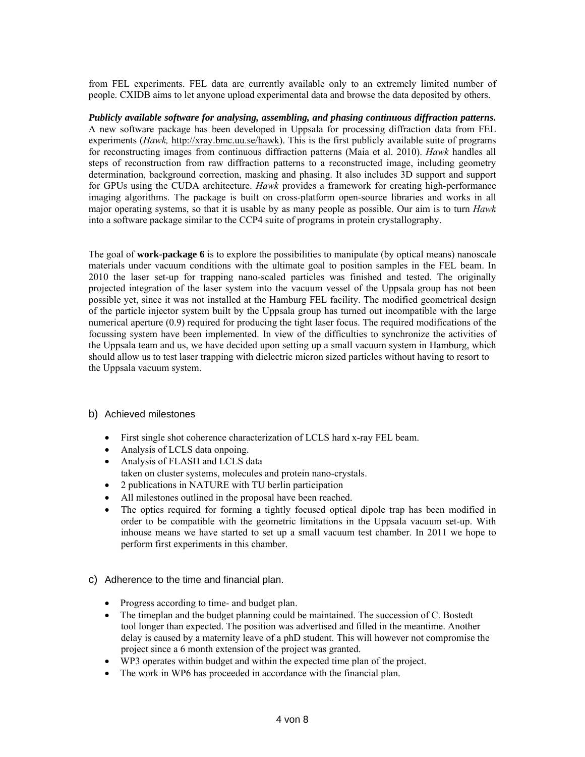from FEL experiments. FEL data are currently available only to an extremely limited number of people. CXIDB aims to let anyone upload experimental data and browse the data deposited by others.

***Publicly available software for analysing, assembling, and phasing continuous diffraction patterns.*** A new software package has been developed in Uppsala for processing diffraction data from FEL experiments (*Hawk,* http://xray.bmc.uu.se/hawk). This is the first publicly available suite of programs for reconstructing images from continuous diffraction patterns (Maia et al. 2010). *Hawk* handles all steps of reconstruction from raw diffraction patterns to a reconstructed image, including geometry determination, background correction, masking and phasing. It also includes 3D support and support for GPUs using the CUDA architecture. *Hawk* provides a framework for creating high-performance imaging algorithms. The package is built on cross-platform open-source libraries and works in all major operating systems, so that it is usable by as many people as possible. Our aim is to turn *Hawk* into a software package similar to the CCP4 suite of programs in protein crystallography.

The goal of **work-package 6** is to explore the possibilities to manipulate (by optical means) nanoscale materials under vacuum conditions with the ultimate goal to position samples in the FEL beam. In 2010 the laser set-up for trapping nano-scaled particles was finished and tested. The originally projected integration of the laser system into the vacuum vessel of the Uppsala group has not been possible yet, since it was not installed at the Hamburg FEL facility. The modified geometrical design of the particle injector system built by the Uppsala group has turned out incompatible with the large numerical aperture (0.9) required for producing the tight laser focus. The required modifications of the focussing system have been implemented. In view of the difficulties to synchronize the activities of the Uppsala team and us, we have decided upon setting up a small vacuum system in Hamburg, which should allow us to test laser trapping with dielectric micron sized particles without having to resort to the Uppsala vacuum system.

## b) Achieved milestones

- First single shot coherence characterization of LCLS hard x-ray FEL beam.
- Analysis of LCLS data onpoing.
- Analysis of FLASH and LCLS data
  taken on cluster systems, molecules and protein nano-crystals.
- 2 publications in NATURE with TU berlin participation
- All milestones outlined in the proposal have been reached.
- The optics required for forming a tightly focused optical dipole trap has been modified in order to be compatible with the geometric limitations in the Uppsala vacuum set-up. With inhouse means we have started to set up a small vacuum test chamber. In 2011 we hope to perform first experiments in this chamber.

## c) Adherence to the time and financial plan.

- Progress according to time- and budget plan.
- The timeplan and the budget planning could be maintained. The succession of C. Bostedt tool longer than expected. The position was advertised and filled in the meantime. Another delay is caused by a maternity leave of a phD student. This will however not compromise the project since a 6 month extension of the project was granted.
- WP3 operates within budget and within the expected time plan of the project.
- The work in WP6 has proceeded in accordance with the financial plan.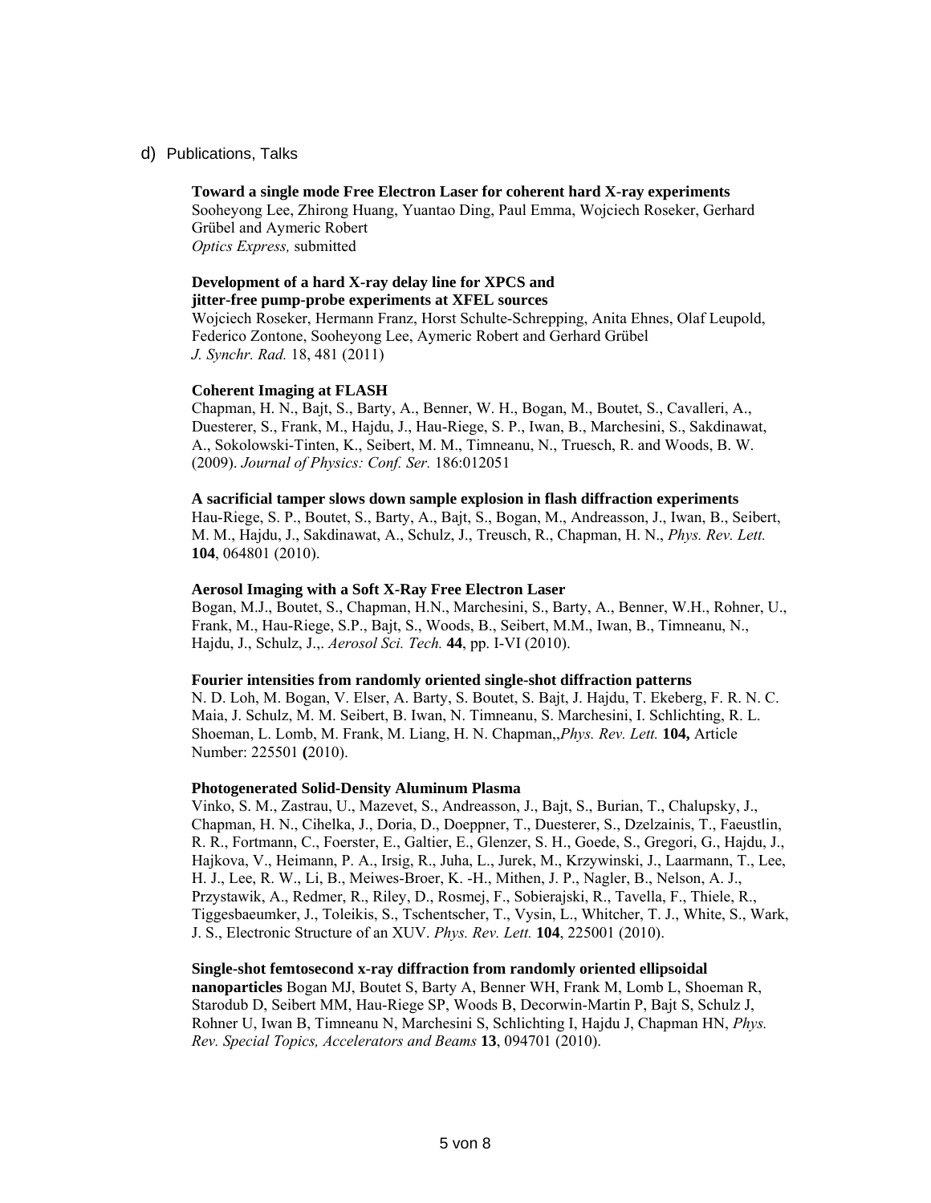d) Publications, Talks

**Toward a single mode Free Electron Laser for coherent hard X-ray experiments**
Sooheyong Lee, Zhirong Huang, Yuantao Ding, Paul Emma, Wojciech Roseker, Gerhard Grübel and Aymeric Robert
*Optics Express,* submitted

**Development of a hard X-ray delay line for XPCS and jitter-free pump-probe experiments at XFEL sources**
Wojciech Roseker, Hermann Franz, Horst Schulte-Schrepping, Anita Ehnes, Olaf Leupold, Federico Zontone, Sooheyong Lee, Aymeric Robert and Gerhard Grübel
*J. Synchr. Rad.* 18, 481 (2011)

**Coherent Imaging at FLASH**
Chapman, H. N., Bajt, S., Barty, A., Benner, W. H., Bogan, M., Boutet, S., Cavalleri, A., Duesterer, S., Frank, M., Hajdu, J., Hau-Riege, S. P., Iwan, B., Marchesini, S., Sakdinawat, A., Sokolowski-Tinten, K., Seibert, M. M., Timneanu, N., Truesch, R. and Woods, B. W. (2009). *Journal of Physics: Conf. Ser.* 186:012051

**A sacrificial tamper slows down sample explosion in flash diffraction experiments**
Hau-Riege, S. P., Boutet, S., Barty, A., Bajt, S., Bogan, M., Andreasson, J., Iwan, B., Seibert, M. M., Hajdu, J., Sakdinawat, A., Schulz, J., Treusch, R., Chapman, H. N., *Phys. Rev. Lett.* **104**, 064801 (2010).

**Aerosol Imaging with a Soft X-Ray Free Electron Laser**
Bogan, M.J., Boutet, S., Chapman, H.N., Marchesini, S., Barty, A., Benner, W.H., Rohner, U., Frank, M., Hau-Riege, S.P., Bajt, S., Woods, B., Seibert, M.M., Iwan, B., Timneanu, N., Hajdu, J., Schulz, J.,. *Aerosol Sci. Tech.* **44**, pp. I-VI (2010).

**Fourier intensities from randomly oriented single-shot diffraction patterns**
N. D. Loh, M. Bogan, V. Elser, A. Barty, S. Boutet, S. Bajt, J. Hajdu, T. Ekeberg, F. R. N. C. Maia, J. Schulz, M. M. Seibert, B. Iwan, N. Timneanu, S. Marchesini, I. Schlichting, R. L. Shoeman, L. Lomb, M. Frank, M. Liang, H. N. Chapman,,*Phys. Rev. Lett.* **104,** Article Number: 225501 **(**2010).

**Photogenerated Solid-Density Aluminum Plasma**
Vinko, S. M., Zastrau, U., Mazevet, S., Andreasson, J., Bajt, S., Burian, T., Chalupsky, J., Chapman, H. N., Cihelka, J., Doria, D., Doeppner, T., Duesterer, S., Dzelzainis, T., Faeustlin, R. R., Fortmann, C., Foerster, E., Galtier, E., Glenzer, S. H., Goede, S., Gregori, G., Hajdu, J., Hajkova, V., Heimann, P. A., Irsig, R., Juha, L., Jurek, M., Krzywinski, J., Laarmann, T., Lee, H. J., Lee, R. W., Li, B., Meiwes-Broer, K. -H., Mithen, J. P., Nagler, B., Nelson, A. J., Przystawik, A., Redmer, R., Riley, D., Rosmej, F., Sobierajski, R., Tavella, F., Thiele, R., Tiggesbaeumker, J., Toleikis, S., Tschentscher, T., Vysin, L., Whitcher, T. J., White, S., Wark, J. S., Electronic Structure of an XUV. *Phys. Rev. Lett.* **104**, 225001 (2010).

**Single-shot femtosecond x-ray diffraction from randomly oriented ellipsoidal nanoparticles** Bogan MJ, Boutet S, Barty A, Benner WH, Frank M, Lomb L, Shoeman R, Starodub D, Seibert MM, Hau-Riege SP, Woods B, Decorwin-Martin P, Bajt S, Schulz J, Rohner U, Iwan B, Timneanu N, Marchesini S, Schlichting I, Hajdu J, Chapman HN, *Phys. Rev. Special Topics, Accelerators and Beams* **13**, 094701 (2010).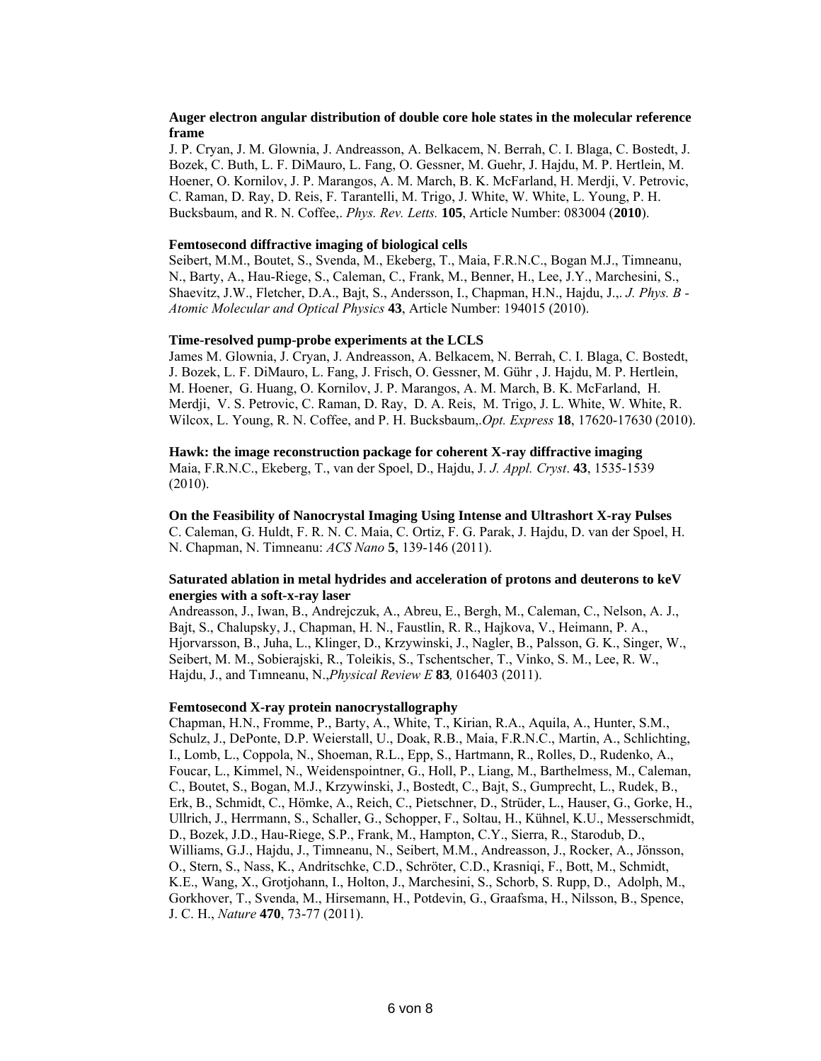**Auger electron angular distribution of double core hole states in the molecular reference frame**

J. P. Cryan, J. M. Glownia, J. Andreasson, A. Belkacem, N. Berrah, C. I. Blaga, C. Bostedt, J. Bozek, C. Buth, L. F. DiMauro, L. Fang, O. Gessner, M. Guehr, J. Hajdu, M. P. Hertlein, M. Hoener, O. Kornilov, J. P. Marangos, A. M. March, B. K. McFarland, H. Merdji, V. Petrovic, C. Raman, D. Ray, D. Reis, F. Tarantelli, M. Trigo, J. White, W. White, L. Young, P. H. Bucksbaum, and R. N. Coffee,. *Phys. Rev. Letts.* **105**, Article Number: 083004 (**2010**).

**Femtosecond diffractive imaging of biological cells**

Seibert, M.M., Boutet, S., Svenda, M., Ekeberg, T., Maia, F.R.N.C., Bogan M.J., Timneanu, N., Barty, A., Hau-Riege, S., Caleman, C., Frank, M., Benner, H., Lee, J.Y., Marchesini, S., Shaevitz, J.W., Fletcher, D.A., Bajt, S., Andersson, I., Chapman, H.N., Hajdu, J.,. *J. Phys. B - Atomic Molecular and Optical Physics* **43**, Article Number: 194015 (2010).

**Time-resolved pump-probe experiments at the LCLS**

James M. Glownia, J. Cryan, J. Andreasson, A. Belkacem, N. Berrah, C. I. Blaga, C. Bostedt, J. Bozek, L. F. DiMauro, L. Fang, J. Frisch, O. Gessner, M. Gühr , J. Hajdu, M. P. Hertlein, M. Hoener, G. Huang, O. Kornilov, J. P. Marangos, A. M. March, B. K. McFarland, H. Merdji, V. S. Petrovic, C. Raman, D. Ray, D. A. Reis, M. Trigo, J. L. White, W. White, R. Wilcox, L. Young, R. N. Coffee, and P. H. Bucksbaum,.*Opt. Express* **18**, 17620-17630 (2010).

**Hawk: the image reconstruction package for coherent X-ray diffractive imaging**

Maia, F.R.N.C., Ekeberg, T., van der Spoel, D., Hajdu, J. *J. Appl. Cryst*. **43**, 1535-1539 (2010).

**On the Feasibility of Nanocrystal Imaging Using Intense and Ultrashort X-ray Pulses**

C. Caleman, G. Huldt, F. R. N. C. Maia, C. Ortiz, F. G. Parak, J. Hajdu, D. van der Spoel, H. N. Chapman, N. Timneanu: *ACS Nano* **5**, 139-146 (2011).

**Saturated ablation in metal hydrides and acceleration of protons and deuterons to keV energies with a soft-x-ray laser**

Andreasson, J., Iwan, B., Andrejczuk, A., Abreu, E., Bergh, M., Caleman, C., Nelson, A. J., Bajt, S., Chalupsky, J., Chapman, H. N., Faustlin, R. R., Hajkova, V., Heimann, P. A., Hjorvarsson, B., Juha, L., Klinger, D., Krzywinski, J., Nagler, B., Palsson, G. K., Singer, W., Seibert, M. M., Sobierajski, R., Toleikis, S., Tschentscher, T., Vinko, S. M., Lee, R. W., Hajdu, J., and Tımneanu, N.,*Physical Review E* **83***,* 016403 (2011).

**Femtosecond X-ray protein nanocrystallography**

Chapman, H.N., Fromme, P., Barty, A., White, T., Kirian, R.A., Aquila, A., Hunter, S.M., Schulz, J., DePonte, D.P. Weierstall, U., Doak, R.B., Maia, F.R.N.C., Martin, A., Schlichting, I., Lomb, L., Coppola, N., Shoeman, R.L., Epp, S., Hartmann, R., Rolles, D., Rudenko, A., Foucar, L., Kimmel, N., Weidenspointner, G., Holl, P., Liang, M., Barthelmess, M., Caleman, C., Boutet, S., Bogan, M.J., Krzywinski, J., Bostedt, C., Bajt, S., Gumprecht, L., Rudek, B., Erk, B., Schmidt, C., Hömke, A., Reich, C., Pietschner, D., Strüder, L., Hauser, G., Gorke, H., Ullrich, J., Herrmann, S., Schaller, G., Schopper, F., Soltau, H., Kühnel, K.U., Messerschmidt, D., Bozek, J.D., Hau-Riege, S.P., Frank, M., Hampton, C.Y., Sierra, R., Starodub, D., Williams, G.J., Hajdu, J., Timneanu, N., Seibert, M.M., Andreasson, J., Rocker, A., Jönsson, O., Stern, S., Nass, K., Andritschke, C.D., Schröter, C.D., Krasniqi, F., Bott, M., Schmidt, K.E., Wang, X., Grotjohann, I., Holton, J., Marchesini, S., Schorb, S. Rupp, D., Adolph, M., Gorkhover, T., Svenda, M., Hirsemann, H., Potdevin, G., Graafsma, H., Nilsson, B., Spence, J. C. H., *Nature* **470**, 73-77 (2011).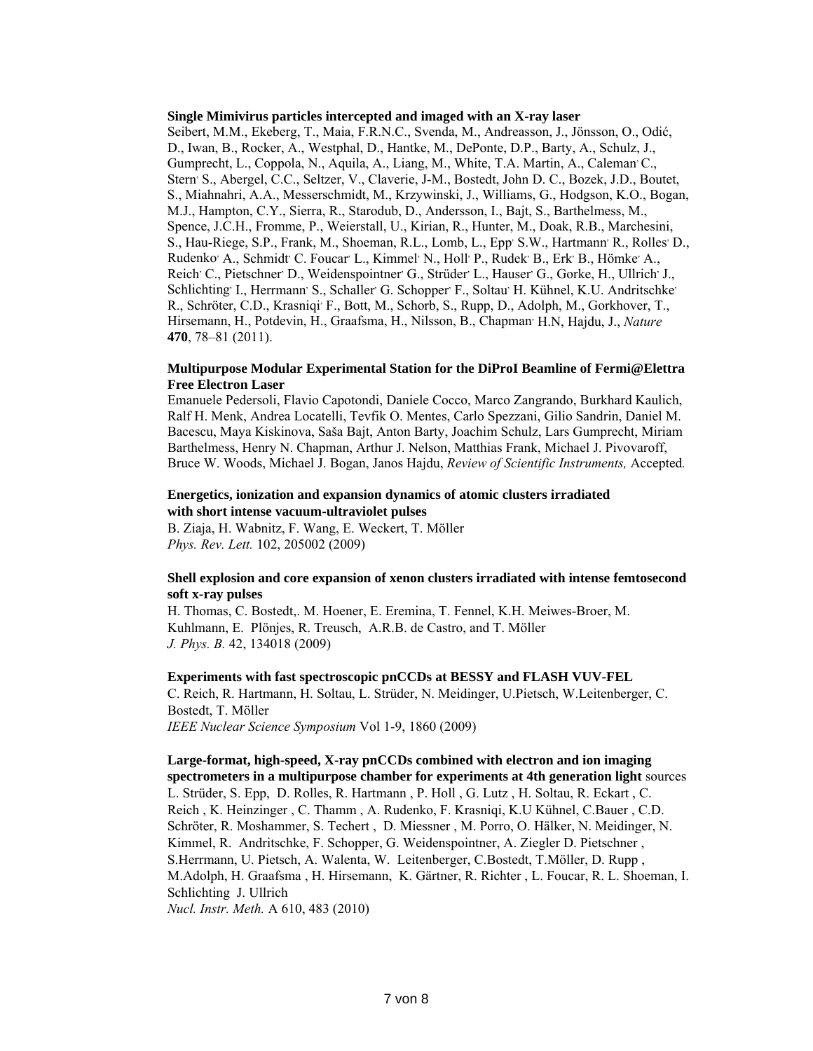**Single Mimivirus particles intercepted and imaged with an X-ray laser**
Seibert, M.M., Ekeberg, T., Maia, F.R.N.C., Svenda, M., Andreasson, J., Jönsson, O., Odić, D., Iwan, B., Rocker, A., Westphal, D., Hantke, M., DePonte, D.P., Barty, A., Schulz, J., Gumprecht, L., Coppola, N., Aquila, A., Liang, M., White, T.A. Martin, A., Caleman, C., Stern, S., Abergel, C.C., Seltzer, V., Claverie, J-M., Bostedt, John D. C., Bozek, J.D., Boutet, S., Miahnahri, A.A., Messerschmidt, M., Krzywinski, J., Williams, G., Hodgson, K.O., Bogan, M.J., Hampton, C.Y., Sierra, R., Starodub, D., Andersson, I., Bajt, S., Barthelmess, M., Spence, J.C.H., Fromme, P., Weierstall, U., Kirian, R., Hunter, M., Doak, R.B., Marchesini, S., Hau-Riege, S.P., Frank, M., Shoeman, R.L., Lomb, L., Epp, S.W., Hartmann, R., Rolles, D., Rudenko, A., Schmidt, C. Foucar, L., Kimmel, N., Holl, P., Rudek, B., Erk, B., Hömke, A., Reich, C., Pietschner, D., Weidenspointner, G., Strüder, L., Hauser, G., Gorke, H., Ullrich, J., Schlichting, I., Herrmann, S., Schaller, G. Schopper, F., Soltau, H. Kühnel, K.U. Andritschke, R., Schröter, C.D., Krasniqi, F., Bott, M., Schorb, S., Rupp, D., Adolph, M., Gorkhover, T., Hirsemann, H., Potdevin, H., Graafsma, H., Nilsson, B., Chapman, H.N, Hajdu, J., *Nature* **470**, 78–81 (2011).

**Multipurpose Modular Experimental Station for the DiProI Beamline of Fermi@Elettra Free Electron Laser**
Emanuele Pedersoli, Flavio Capotondi, Daniele Cocco, Marco Zangrando, Burkhard Kaulich, Ralf H. Menk, Andrea Locatelli, Tevfik O. Mentes, Carlo Spezzani, Gilio Sandrin, Daniel M. Bacescu, Maya Kiskinova, Saša Bajt, Anton Barty, Joachim Schulz, Lars Gumprecht, Miriam Barthelmess, Henry N. Chapman, Arthur J. Nelson, Matthias Frank, Michael J. Pivovaroff, Bruce W. Woods, Michael J. Bogan, Janos Hajdu, *Review of Scientific Instruments,* Accepted*.*

**Energetics, ionization and expansion dynamics of atomic clusters irradiated with short intense vacuum-ultraviolet pulses**
B. Ziaja, H. Wabnitz, F. Wang, E. Weckert, T. Möller
*Phys. Rev. Lett.* 102, 205002 (2009)

**Shell explosion and core expansion of xenon clusters irradiated with intense femtosecond soft x-ray pulses**
H. Thomas, C. Bostedt,. M. Hoener, E. Eremina, T. Fennel, K.H. Meiwes-Broer, M. Kuhlmann, E. Plönjes, R. Treusch, A.R.B. de Castro, and T. Möller
*J. Phys. B.* 42, 134018 (2009)

**Experiments with fast spectroscopic pnCCDs at BESSY and FLASH VUV-FEL**
C. Reich, R. Hartmann, H. Soltau, L. Strüder, N. Meidinger, U.Pietsch, W.Leitenberger, C. Bostedt, T. Möller
*IEEE Nuclear Science Symposium* Vol 1-9, 1860 (2009)

**Large-format, high-speed, X-ray pnCCDs combined with electron and ion imaging spectrometers in a multipurpose chamber for experiments at 4th generation light** sources
L. Strüder, S. Epp, D. Rolles, R. Hartmann , P. Holl , G. Lutz , H. Soltau, R. Eckart , C. Reich , K. Heinzinger , C. Thamm , A. Rudenko, F. Krasniqi, K.U Kühnel, C.Bauer , C.D. Schröter, R. Moshammer, S. Techert , D. Miessner , M. Porro, O. Hälker, N. Meidinger, N. Kimmel, R. Andritschke, F. Schopper, G. Weidenspointner, A. Ziegler D. Pietschner , S.Herrmann, U. Pietsch, A. Walenta, W. Leitenberger, C.Bostedt, T.Möller, D. Rupp , M.Adolph, H. Graafsma , H. Hirsemann, K. Gärtner, R. Richter , L. Foucar, R. L. Shoeman, I. Schlichting J. Ullrich
*Nucl. Instr. Meth.* A 610, 483 (2010)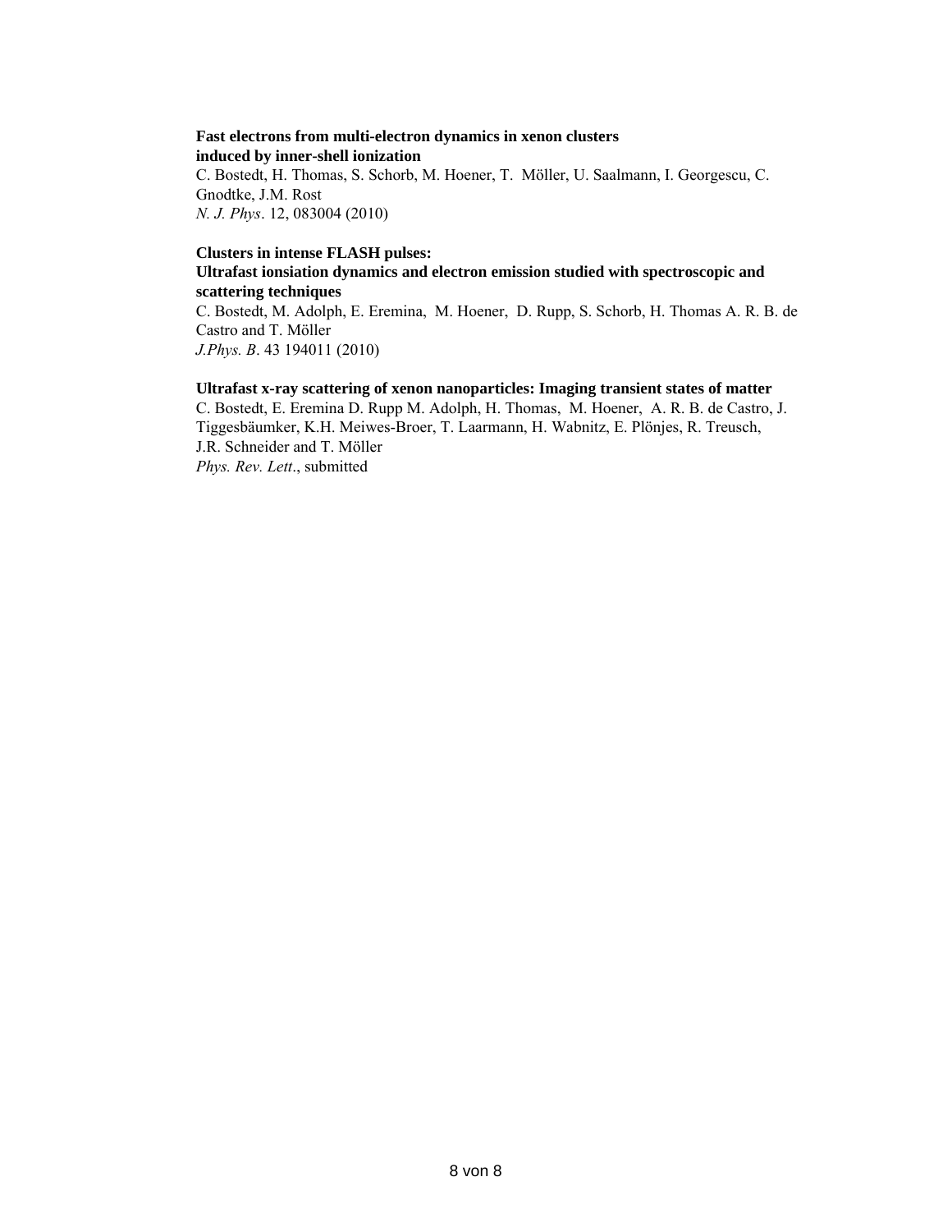**Fast electrons from multi-electron dynamics in xenon clusters induced by inner-shell ionization**
C. Bostedt, H. Thomas, S. Schorb, M. Hoener, T. Möller, U. Saalmann, I. Georgescu, C. Gnodtke, J.M. Rost
*N. J. Phys*. 12, 083004 (2010)

**Clusters in intense FLASH pulses:**
**Ultrafast ionsiation dynamics and electron emission studied with spectroscopic and scattering techniques**
C. Bostedt, M. Adolph, E. Eremina, M. Hoener, D. Rupp, S. Schorb, H. Thomas A. R. B. de Castro and T. Möller
*J.Phys. B*. 43 194011 (2010)

**Ultrafast x-ray scattering of xenon nanoparticles: Imaging transient states of matter**
C. Bostedt, E. Eremina D. Rupp M. Adolph, H. Thomas, M. Hoener, A. R. B. de Castro, J. Tiggesbäumker, K.H. Meiwes-Broer, T. Laarmann, H. Wabnitz, E. Plönjes, R. Treusch, J.R. Schneider and T. Möller
*Phys. Rev. Lett*., submitted